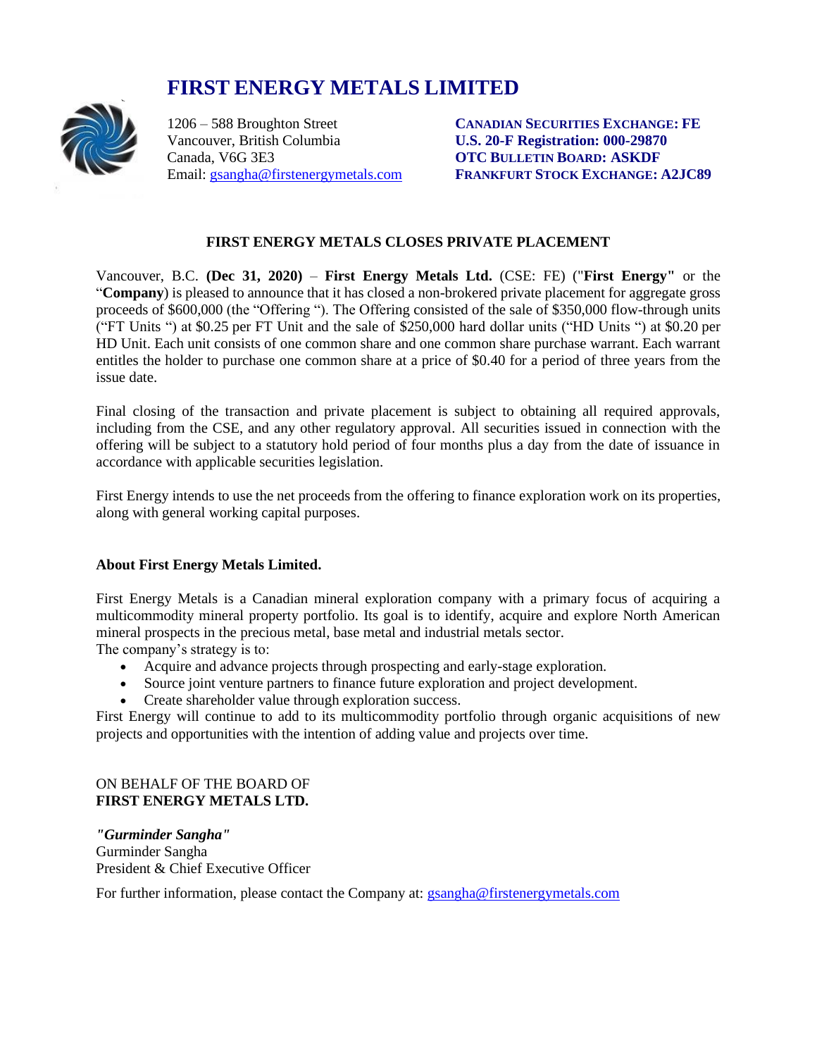# FIRST ENERGY METALS LIMITED

1206 – 588 Broughton Street
Vancouver, British Columbia
Canada, V6G 3E3
Email: gsangha@firstenergymetals.com

**CANADIAN SECURITIES EXCHANGE: FE**
**U.S. 20-F Registration: 000-29870**
**OTC BULLETIN BOARD: ASKDF**
**FRANKFURT STOCK EXCHANGE: A2JC89**

## FIRST ENERGY METALS CLOSES PRIVATE PLACEMENT

Vancouver, B.C. **(Dec 31, 2020)** – **First Energy Metals Ltd.** (CSE: FE) ("**First Energy"** or the "**Company**) is pleased to announce that it has closed a non-brokered private placement for aggregate gross proceeds of $600,000 (the "Offering "). The Offering consisted of the sale of $350,000 flow-through units ("FT Units ") at $0.25 per FT Unit and the sale of $250,000 hard dollar units ("HD Units ") at $0.20 per HD Unit. Each unit consists of one common share and one common share purchase warrant. Each warrant entitles the holder to purchase one common share at a price of $0.40 for a period of three years from the issue date.

Final closing of the transaction and private placement is subject to obtaining all required approvals, including from the CSE, and any other regulatory approval. All securities issued in connection with the offering will be subject to a statutory hold period of four months plus a day from the date of issuance in accordance with applicable securities legislation.

First Energy intends to use the net proceeds from the offering to finance exploration work on its properties, along with general working capital purposes.

### About First Energy Metals Limited.

First Energy Metals is a Canadian mineral exploration company with a primary focus of acquiring a multicommodity mineral property portfolio. Its goal is to identify, acquire and explore North American mineral prospects in the precious metal, base metal and industrial metals sector.
The company's strategy is to:

- Acquire and advance projects through prospecting and early-stage exploration.
- Source joint venture partners to finance future exploration and project development.
- Create shareholder value through exploration success.

First Energy will continue to add to its multicommodity portfolio through organic acquisitions of new projects and opportunities with the intention of adding value and projects over time.

ON BEHALF OF THE BOARD OF
**FIRST ENERGY METALS LTD.**

***"Gurminder Sangha"***
Gurminder Sangha
President & Chief Executive Officer

For further information, please contact the Company at: gsangha@firstenergymetals.com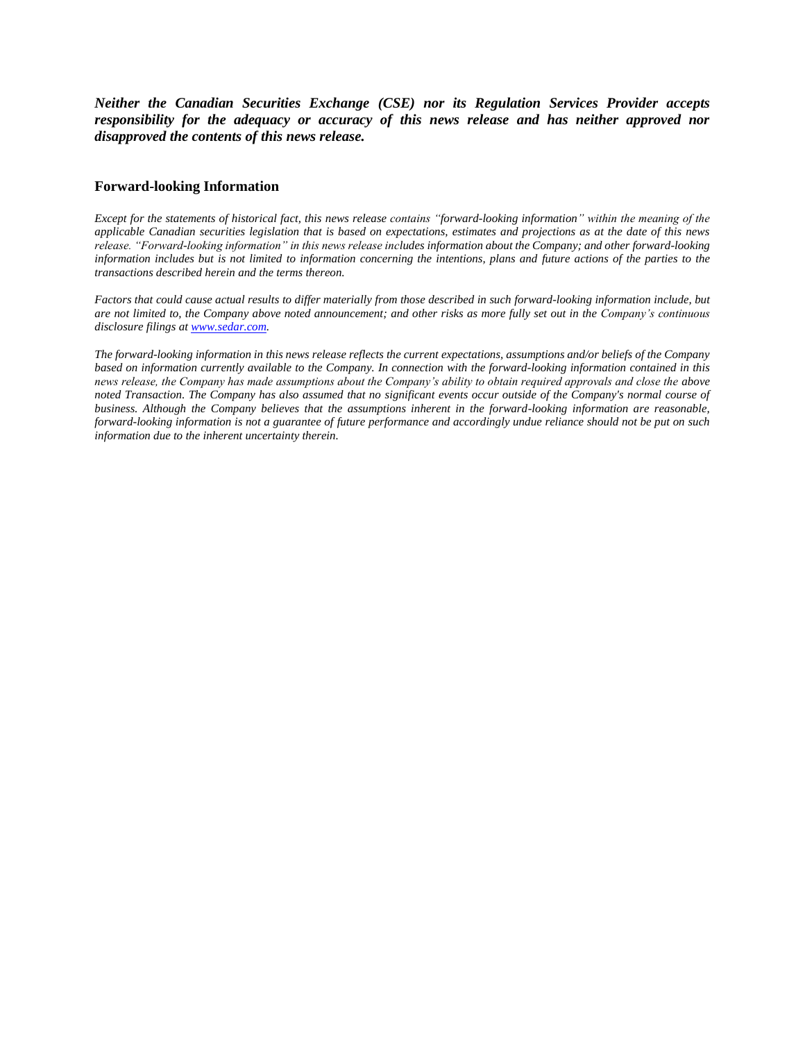***Neither the Canadian Securities Exchange (CSE) nor its Regulation Services Provider accepts responsibility for the adequacy or accuracy of this news release and has neither approved nor disapproved the contents of this news release.***

## Forward-looking Information

*Except for the statements of historical fact, this news release contains "forward-looking information" within the meaning of the applicable Canadian securities legislation that is based on expectations, estimates and projections as at the date of this news release. "Forward-looking information" in this news release includes information about the Company; and other forward-looking information includes but is not limited to information concerning the intentions, plans and future actions of the parties to the transactions described herein and the terms thereon.*

*Factors that could cause actual results to differ materially from those described in such forward-looking information include, but are not limited to, the Company above noted announcement; and other risks as more fully set out in the Company's continuous disclosure filings at [www.sedar.com](http://www.sedar.com).*

*The forward-looking information in this news release reflects the current expectations, assumptions and/or beliefs of the Company based on information currently available to the Company. In connection with the forward-looking information contained in this news release, the Company has made assumptions about the Company's ability to obtain required approvals and close the above noted Transaction. The Company has also assumed that no significant events occur outside of the Company's normal course of business. Although the Company believes that the assumptions inherent in the forward-looking information are reasonable, forward-looking information is not a guarantee of future performance and accordingly undue reliance should not be put on such information due to the inherent uncertainty therein.*